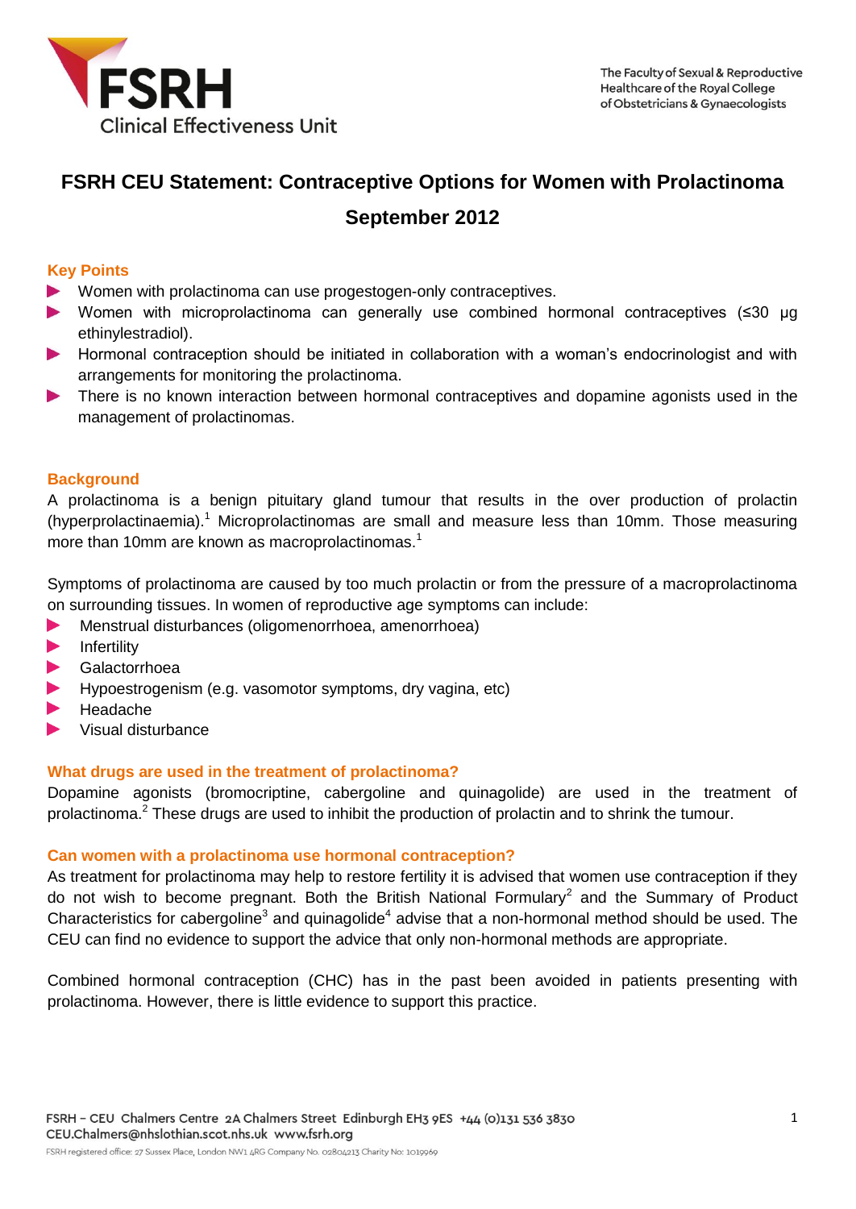# FSRH CEU Statement: Contraceptive Options for Women with Prolactinoma

## September 2012

### Key Points

- Women with prolactinoma can use progestogen-only contraceptives.
- Women with microprolactinoma can generally use combined hormonal contraceptives (≤30 µg ethinylestradiol).
- Hormonal contraception should be initiated in collaboration with a woman's endocrinologist and with arrangements for monitoring the prolactinoma.
- There is no known interaction between hormonal contraceptives and dopamine agonists used in the management of prolactinomas.

### Background

A prolactinoma is a benign pituitary gland tumour that results in the over production of prolactin (hyperprolactinaemia).[1] Microprolactinomas are small and measure less than 10mm. Those measuring more than 10mm are known as macroprolactinomas.[1]

Symptoms of prolactinoma are caused by too much prolactin or from the pressure of a macroprolactinoma on surrounding tissues. In women of reproductive age symptoms can include:

- Menstrual disturbances (oligomenorrhoea, amenorrhoea)
- Infertility
- Galactorrhoea
- Hypoestrogenism (e.g. vasomotor symptoms, dry vagina, etc)
- Headache
- Visual disturbance

### What drugs are used in the treatment of prolactinoma?

Dopamine agonists (bromocriptine, cabergoline and quinagolide) are used in the treatment of prolactinoma.[2] These drugs are used to inhibit the production of prolactin and to shrink the tumour.

### Can women with a prolactinoma use hormonal contraception?

As treatment for prolactinoma may help to restore fertility it is advised that women use contraception if they do not wish to become pregnant. Both the British National Formulary[2] and the Summary of Product Characteristics for cabergoline[3] and quinagolide[4] advise that a non-hormonal method should be used. The CEU can find no evidence to support the advice that only non-hormonal methods are appropriate.

Combined hormonal contraception (CHC) has in the past been avoided in patients presenting with prolactinoma. However, there is little evidence to support this practice.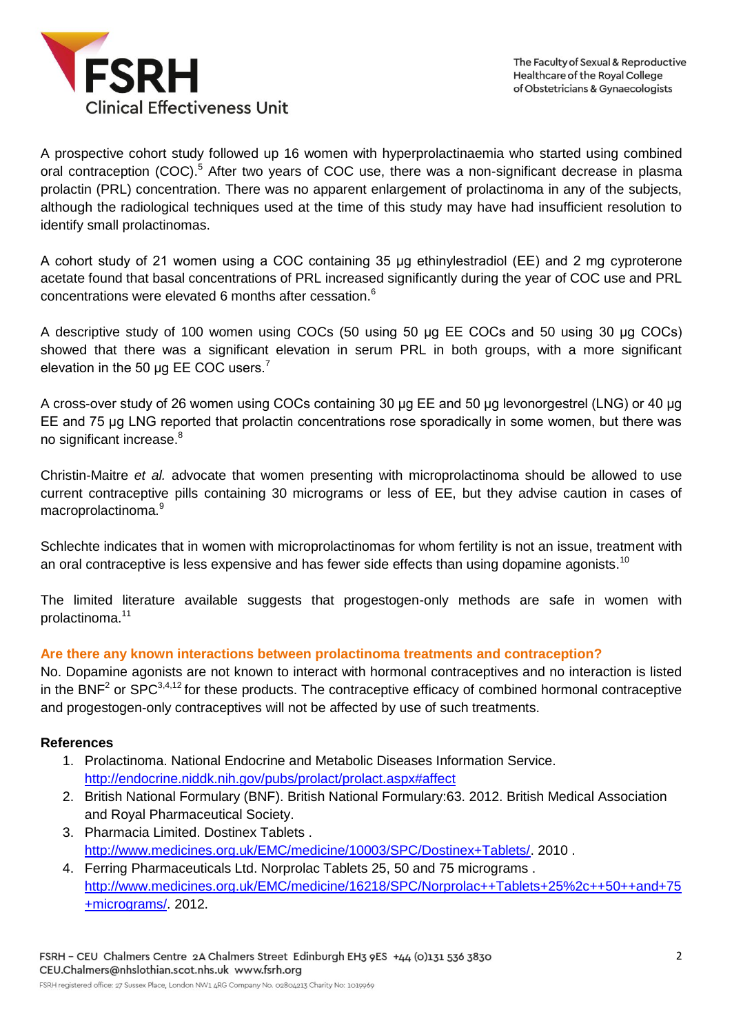A prospective cohort study followed up 16 women with hyperprolactinaemia who started using combined oral contraception (COC).[5] After two years of COC use, there was a non-significant decrease in plasma prolactin (PRL) concentration. There was no apparent enlargement of prolactinoma in any of the subjects, although the radiological techniques used at the time of this study may have had insufficient resolution to identify small prolactinomas.

A cohort study of 21 women using a COC containing 35 µg ethinylestradiol (EE) and 2 mg cyproterone acetate found that basal concentrations of PRL increased significantly during the year of COC use and PRL concentrations were elevated 6 months after cessation.[6]

A descriptive study of 100 women using COCs (50 using 50 µg EE COCs and 50 using 30 µg COCs) showed that there was a significant elevation in serum PRL in both groups, with a more significant elevation in the 50 µg EE COC users.[7]

A cross-over study of 26 women using COCs containing 30 µg EE and 50 µg levonorgestrel (LNG) or 40 µg EE and 75 µg LNG reported that prolactin concentrations rose sporadically in some women, but there was no significant increase.[8]

Christin-Maitre *et al.* advocate that women presenting with microprolactinoma should be allowed to use current contraceptive pills containing 30 micrograms or less of EE, but they advise caution in cases of macroprolactinoma.[9]

Schlechte indicates that in women with microprolactinomas for whom fertility is not an issue, treatment with an oral contraceptive is less expensive and has fewer side effects than using dopamine agonists.[10]

The limited literature available suggests that progestogen-only methods are safe in women with prolactinoma.[11]

### Are there any known interactions between prolactinoma treatments and contraception?

No. Dopamine agonists are not known to interact with hormonal contraceptives and no interaction is listed in the BNF[2] or SPC[3,4,12] for these products. The contraceptive efficacy of combined hormonal contraceptive and progestogen-only contraceptives will not be affected by use of such treatments.

**References**

1. Prolactinoma. National Endocrine and Metabolic Diseases Information Service. http://endocrine.niddk.nih.gov/pubs/prolact/prolact.aspx#affect
2. British National Formulary (BNF). British National Formulary:63. 2012. British Medical Association and Royal Pharmaceutical Society.
3. Pharmacia Limited. Dostinex Tablets . http://www.medicines.org.uk/EMC/medicine/10003/SPC/Dostinex+Tablets/. 2010 .
4. Ferring Pharmaceuticals Ltd. Norprolac Tablets 25, 50 and 75 micrograms . http://www.medicines.org.uk/EMC/medicine/16218/SPC/Norprolac++Tablets+25%2c++50++and+75+micrograms/. 2012.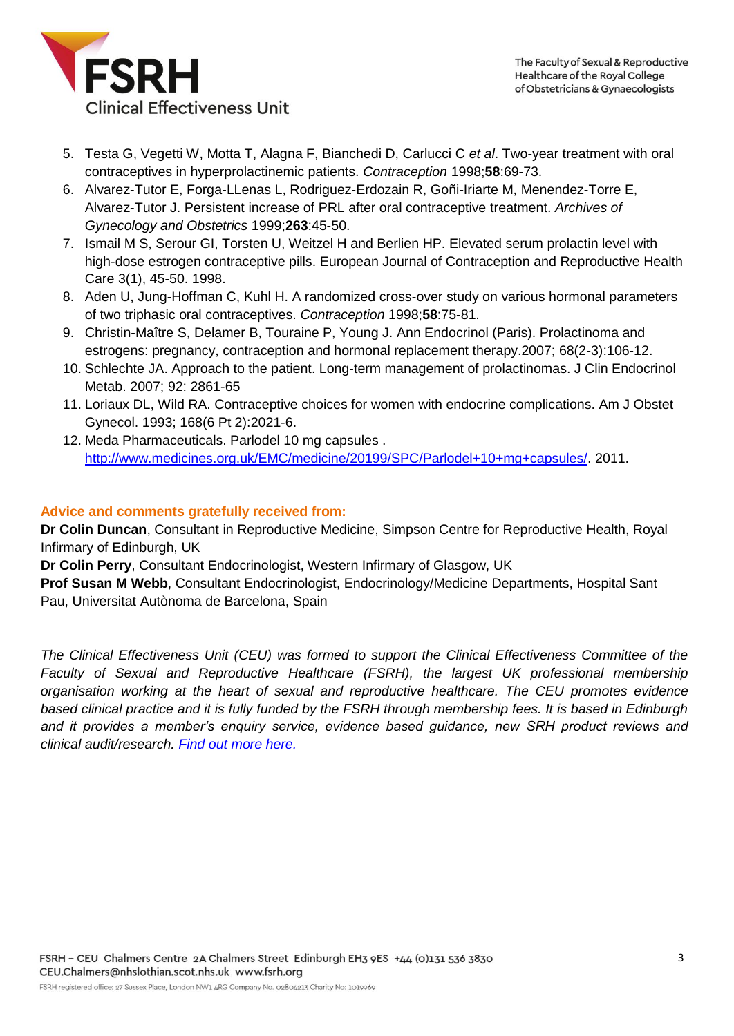5. Testa G, Vegetti W, Motta T, Alagna F, Bianchedi D, Carlucci C *et al*. Two-year treatment with oral contraceptives in hyperprolactinemic patients. *Contraception* 1998;**58**:69-73.
6. Alvarez-Tutor E, Forga-LLenas L, Rodriguez-Erdozain R, Goñi-Iriarte M, Menendez-Torre E, Alvarez-Tutor J. Persistent increase of PRL after oral contraceptive treatment. *Archives of Gynecology and Obstetrics* 1999;**263**:45-50.
7. Ismail M S, Serour GI, Torsten U, Weitzel H and Berlien HP. Elevated serum prolactin level with high-dose estrogen contraceptive pills. European Journal of Contraception and Reproductive Health Care 3(1), 45-50. 1998.
8. Aden U, Jung-Hoffman C, Kuhl H. A randomized cross-over study on various hormonal parameters of two triphasic oral contraceptives. *Contraception* 1998;**58**:75-81.
9. Christin-Maître S, Delamer B, Touraine P, Young J. Ann Endocrinol (Paris). Prolactinoma and estrogens: pregnancy, contraception and hormonal replacement therapy.2007; 68(2-3):106-12.
10. Schlechte JA. Approach to the patient. Long-term management of prolactinomas. J Clin Endocrinol Metab. 2007; 92: 2861-65
11. Loriaux DL, Wild RA. Contraceptive choices for women with endocrine complications. Am J Obstet Gynecol. 1993; 168(6 Pt 2):2021-6.
12. Meda Pharmaceuticals. Parlodel 10 mg capsules . http://www.medicines.org.uk/EMC/medicine/20199/SPC/Parlodel+10+mg+capsules/. 2011.

**Advice and comments gratefully received from:**

**Dr Colin Duncan**, Consultant in Reproductive Medicine, Simpson Centre for Reproductive Health, Royal Infirmary of Edinburgh, UK

**Dr Colin Perry**, Consultant Endocrinologist, Western Infirmary of Glasgow, UK

**Prof Susan M Webb**, Consultant Endocrinologist, Endocrinology/Medicine Departments, Hospital Sant Pau, Universitat Autònoma de Barcelona, Spain

*The Clinical Effectiveness Unit (CEU) was formed to support the Clinical Effectiveness Committee of the Faculty of Sexual and Reproductive Healthcare (FSRH), the largest UK professional membership organisation working at the heart of sexual and reproductive healthcare. The CEU promotes evidence based clinical practice and it is fully funded by the FSRH through membership fees. It is based in Edinburgh and it provides a member's enquiry service, evidence based guidance, new SRH product reviews and clinical audit/research. Find out more here.*